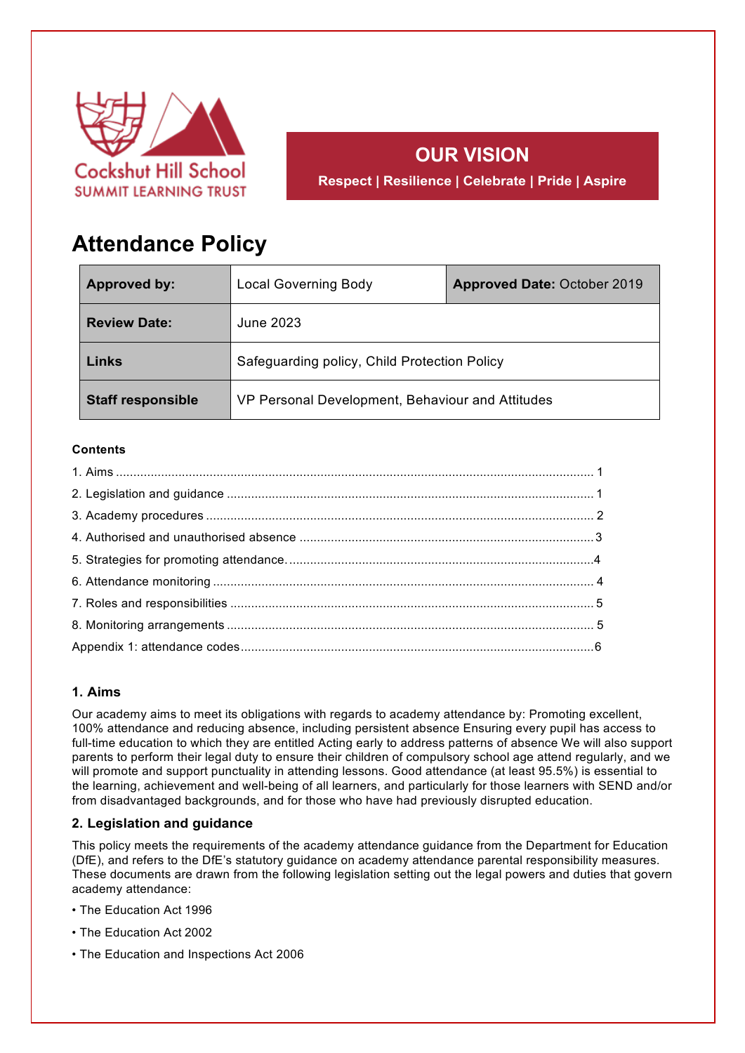Cockshut Hill School
SUMMIT LEARNING TRUST

**OUR VISION**

**Respect | Resilience | Celebrate | Pride | Aspire**

# Attendance Policy

| | | |
|---|---|---|
| **Approved by:** | Local Governing Body | **Approved Date:** October 2019 |
| **Review Date:** | June 2023 | |
| **Links** | Safeguarding policy, Child Protection Policy | |
| **Staff responsible** | VP Personal Development, Behaviour and Attitudes | |

**Contents**

1. Aims ........................................................................................................................ 1
2. Legislation and guidance ........................................................................................ 1
3. Academy procedures .............................................................................................. 2
4. Authorised and unauthorised absence .................................................................... 3
5. Strategies for promoting attendance. ....................................................................... 4
6. Attendance monitoring ............................................................................................ 4
7. Roles and responsibilities ........................................................................................ 5
8. Monitoring arrangements ......................................................................................... 5

Appendix 1: attendance codes..................................................................................... 6

## 1. Aims

Our academy aims to meet its obligations with regards to academy attendance by: Promoting excellent, 100% attendance and reducing absence, including persistent absence Ensuring every pupil has access to full-time education to which they are entitled Acting early to address patterns of absence We will also support parents to perform their legal duty to ensure their children of compulsory school age attend regularly, and we will promote and support punctuality in attending lessons. Good attendance (at least 95.5%) is essential to the learning, achievement and well-being of all learners, and particularly for those learners with SEND and/or from disadvantaged backgrounds, and for those who have had previously disrupted education.

## 2. Legislation and guidance

This policy meets the requirements of the academy attendance guidance from the Department for Education (DfE), and refers to the DfE's statutory guidance on academy attendance parental responsibility measures. These documents are drawn from the following legislation setting out the legal powers and duties that govern academy attendance:

- The Education Act 1996
- The Education Act 2002
- The Education and Inspections Act 2006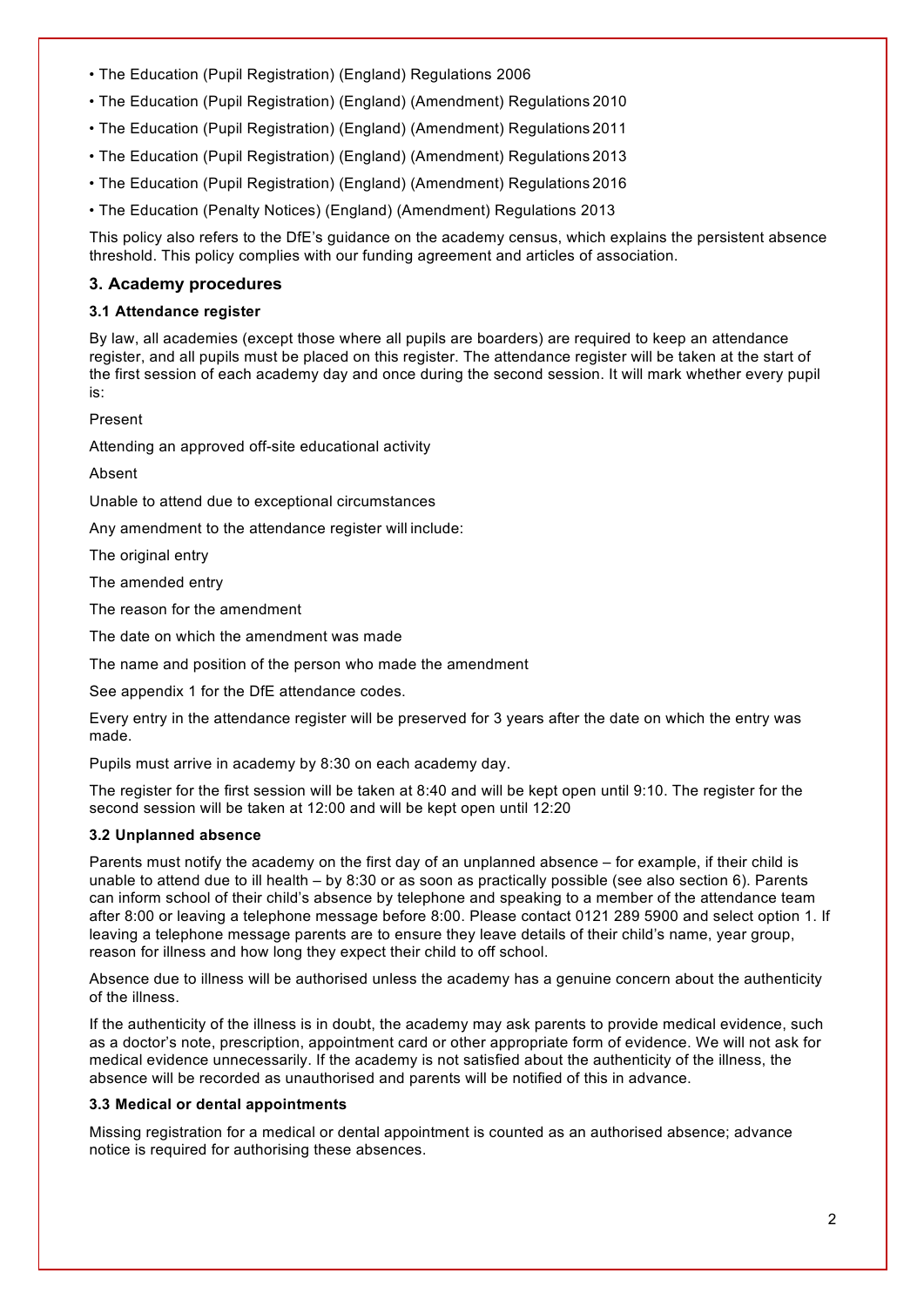- The Education (Pupil Registration) (England) Regulations 2006
- The Education (Pupil Registration) (England) (Amendment) Regulations 2010
- The Education (Pupil Registration) (England) (Amendment) Regulations 2011
- The Education (Pupil Registration) (England) (Amendment) Regulations 2013
- The Education (Pupil Registration) (England) (Amendment) Regulations 2016
- The Education (Penalty Notices) (England) (Amendment) Regulations 2013

This policy also refers to the DfE's guidance on the academy census, which explains the persistent absence threshold. This policy complies with our funding agreement and articles of association.

## 3. Academy procedures

### 3.1 Attendance register

By law, all academies (except those where all pupils are boarders) are required to keep an attendance register, and all pupils must be placed on this register. The attendance register will be taken at the start of the first session of each academy day and once during the second session. It will mark whether every pupil is:

Present

Attending an approved off-site educational activity

Absent

Unable to attend due to exceptional circumstances

Any amendment to the attendance register will include:

The original entry

The amended entry

The reason for the amendment

The date on which the amendment was made

The name and position of the person who made the amendment

See appendix 1 for the DfE attendance codes.

Every entry in the attendance register will be preserved for 3 years after the date on which the entry was made.

Pupils must arrive in academy by 8:30 on each academy day.

The register for the first session will be taken at 8:40 and will be kept open until 9:10. The register for the second session will be taken at 12:00 and will be kept open until 12:20

### 3.2 Unplanned absence

Parents must notify the academy on the first day of an unplanned absence – for example, if their child is unable to attend due to ill health – by 8:30 or as soon as practically possible (see also section 6). Parents can inform school of their child's absence by telephone and speaking to a member of the attendance team after 8:00 or leaving a telephone message before 8:00. Please contact 0121 289 5900 and select option 1. If leaving a telephone message parents are to ensure they leave details of their child's name, year group, reason for illness and how long they expect their child to off school.

Absence due to illness will be authorised unless the academy has a genuine concern about the authenticity of the illness.

If the authenticity of the illness is in doubt, the academy may ask parents to provide medical evidence, such as a doctor's note, prescription, appointment card or other appropriate form of evidence. We will not ask for medical evidence unnecessarily. If the academy is not satisfied about the authenticity of the illness, the absence will be recorded as unauthorised and parents will be notified of this in advance.

### 3.3 Medical or dental appointments

Missing registration for a medical or dental appointment is counted as an authorised absence; advance notice is required for authorising these absences.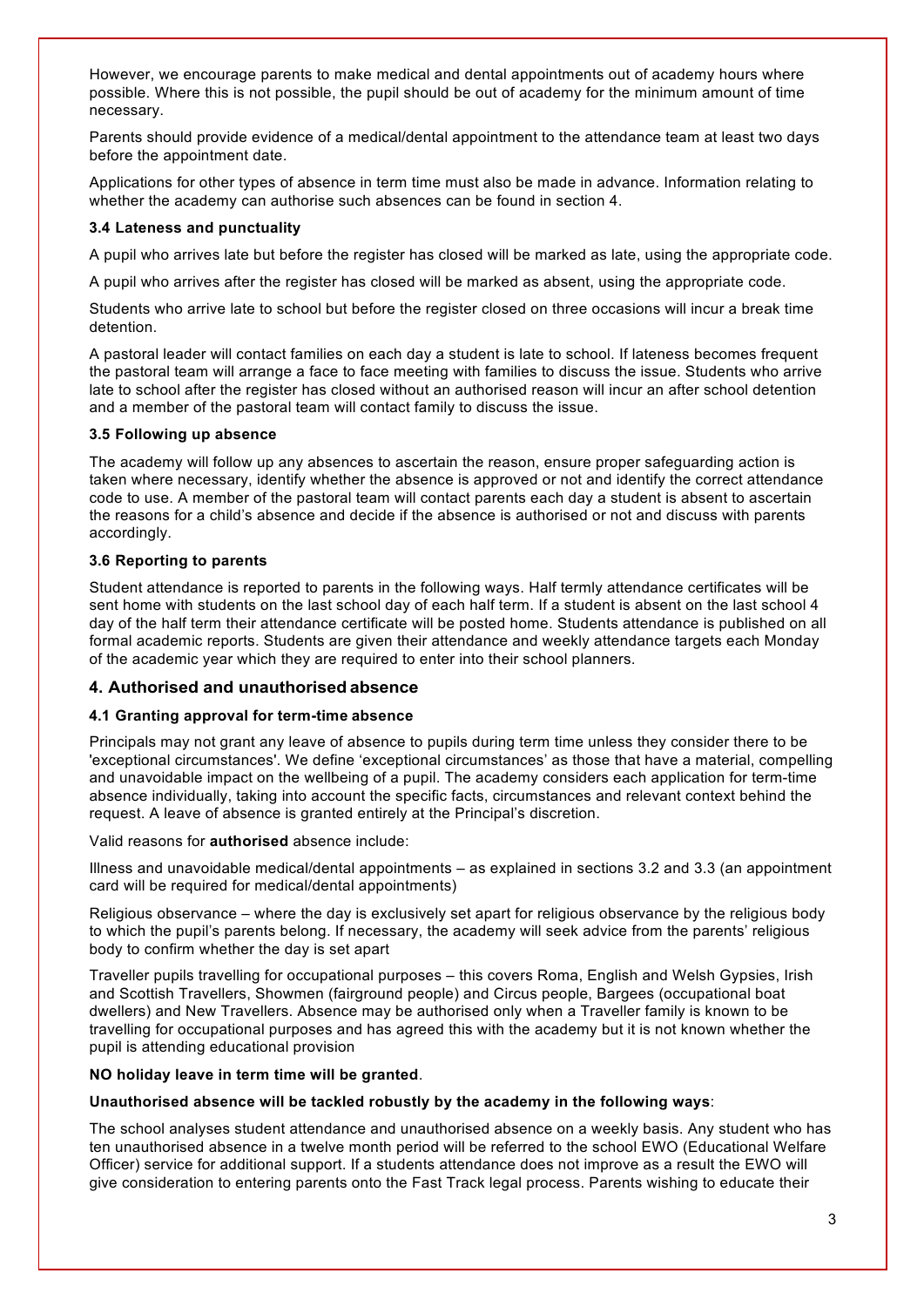However, we encourage parents to make medical and dental appointments out of academy hours where possible. Where this is not possible, the pupil should be out of academy for the minimum amount of time necessary.

Parents should provide evidence of a medical/dental appointment to the attendance team at least two days before the appointment date.

Applications for other types of absence in term time must also be made in advance. Information relating to whether the academy can authorise such absences can be found in section 4.

#### 3.4 Lateness and punctuality

A pupil who arrives late but before the register has closed will be marked as late, using the appropriate code.

A pupil who arrives after the register has closed will be marked as absent, using the appropriate code.

Students who arrive late to school but before the register closed on three occasions will incur a break time detention.

A pastoral leader will contact families on each day a student is late to school. If lateness becomes frequent the pastoral team will arrange a face to face meeting with families to discuss the issue. Students who arrive late to school after the register has closed without an authorised reason will incur an after school detention and a member of the pastoral team will contact family to discuss the issue.

#### 3.5 Following up absence

The academy will follow up any absences to ascertain the reason, ensure proper safeguarding action is taken where necessary, identify whether the absence is approved or not and identify the correct attendance code to use. A member of the pastoral team will contact parents each day a student is absent to ascertain the reasons for a child's absence and decide if the absence is authorised or not and discuss with parents accordingly.

#### 3.6 Reporting to parents

Student attendance is reported to parents in the following ways. Half termly attendance certificates will be sent home with students on the last school day of each half term. If a student is absent on the last school 4 day of the half term their attendance certificate will be posted home. Students attendance is published on all formal academic reports. Students are given their attendance and weekly attendance targets each Monday of the academic year which they are required to enter into their school planners.

## 4. Authorised and unauthorised absence

#### 4.1 Granting approval for term-time absence

Principals may not grant any leave of absence to pupils during term time unless they consider there to be 'exceptional circumstances'. We define 'exceptional circumstances' as those that have a material, compelling and unavoidable impact on the wellbeing of a pupil. The academy considers each application for term-time absence individually, taking into account the specific facts, circumstances and relevant context behind the request. A leave of absence is granted entirely at the Principal's discretion.

Valid reasons for **authorised** absence include:

Illness and unavoidable medical/dental appointments – as explained in sections 3.2 and 3.3 (an appointment card will be required for medical/dental appointments)

Religious observance – where the day is exclusively set apart for religious observance by the religious body to which the pupil's parents belong. If necessary, the academy will seek advice from the parents' religious body to confirm whether the day is set apart

Traveller pupils travelling for occupational purposes – this covers Roma, English and Welsh Gypsies, Irish and Scottish Travellers, Showmen (fairground people) and Circus people, Bargees (occupational boat dwellers) and New Travellers. Absence may be authorised only when a Traveller family is known to be travelling for occupational purposes and has agreed this with the academy but it is not known whether the pupil is attending educational provision

**NO holiday leave in term time will be granted**.

**Unauthorised absence will be tackled robustly by the academy in the following ways**:

The school analyses student attendance and unauthorised absence on a weekly basis. Any student who has ten unauthorised absence in a twelve month period will be referred to the school EWO (Educational Welfare Officer) service for additional support. If a students attendance does not improve as a result the EWO will give consideration to entering parents onto the Fast Track legal process. Parents wishing to educate their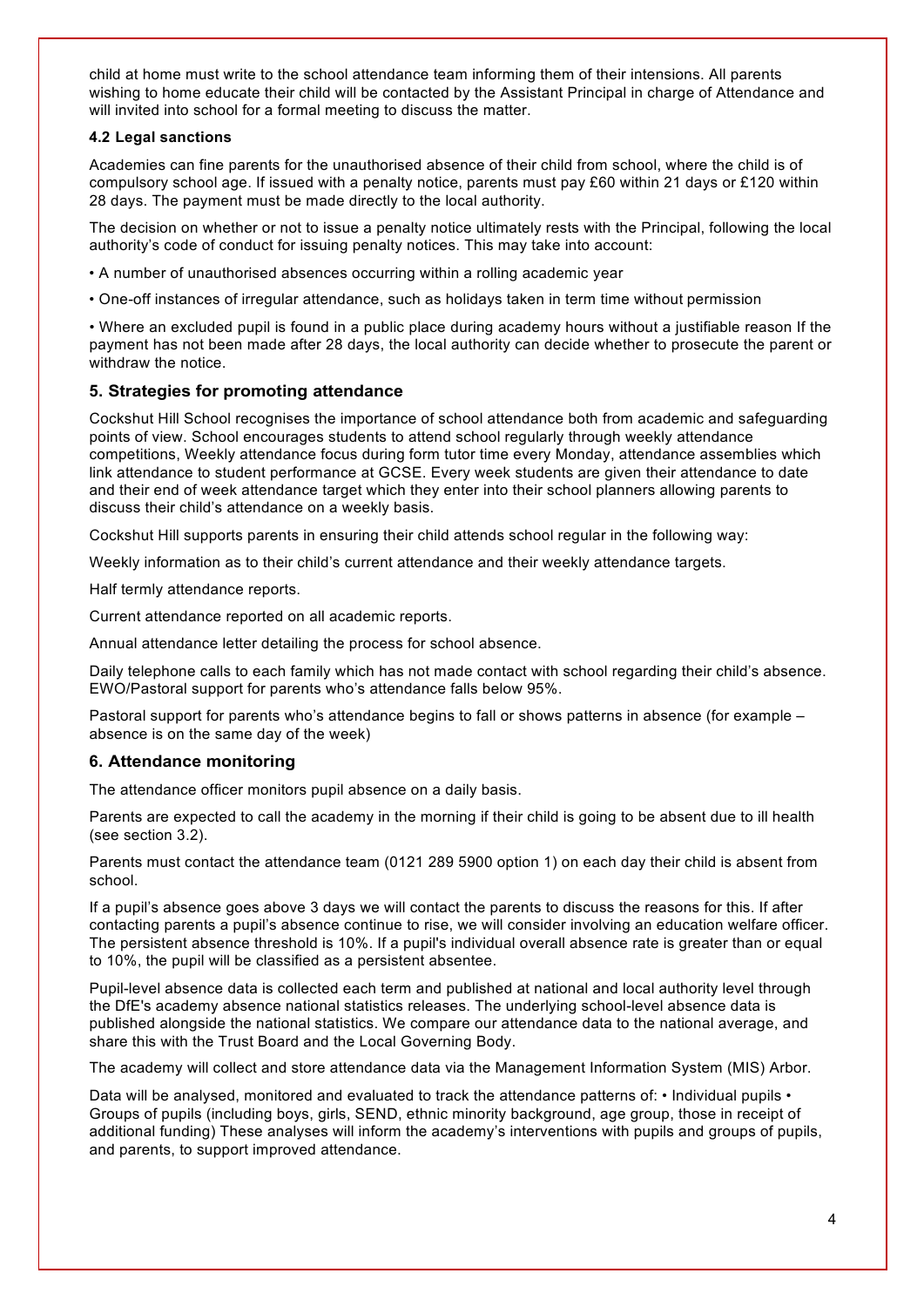child at home must write to the school attendance team informing them of their intensions. All parents wishing to home educate their child will be contacted by the Assistant Principal in charge of Attendance and will invited into school for a formal meeting to discuss the matter.

#### 4.2 Legal sanctions

Academies can fine parents for the unauthorised absence of their child from school, where the child is of compulsory school age. If issued with a penalty notice, parents must pay £60 within 21 days or £120 within 28 days. The payment must be made directly to the local authority.

The decision on whether or not to issue a penalty notice ultimately rests with the Principal, following the local authority's code of conduct for issuing penalty notices. This may take into account:

• A number of unauthorised absences occurring within a rolling academic year

• One-off instances of irregular attendance, such as holidays taken in term time without permission

• Where an excluded pupil is found in a public place during academy hours without a justifiable reason If the payment has not been made after 28 days, the local authority can decide whether to prosecute the parent or withdraw the notice.

### 5. Strategies for promoting attendance

Cockshut Hill School recognises the importance of school attendance both from academic and safeguarding points of view. School encourages students to attend school regularly through weekly attendance competitions, Weekly attendance focus during form tutor time every Monday, attendance assemblies which link attendance to student performance at GCSE. Every week students are given their attendance to date and their end of week attendance target which they enter into their school planners allowing parents to discuss their child's attendance on a weekly basis.

Cockshut Hill supports parents in ensuring their child attends school regular in the following way:

Weekly information as to their child's current attendance and their weekly attendance targets.

Half termly attendance reports.

Current attendance reported on all academic reports.

Annual attendance letter detailing the process for school absence.

Daily telephone calls to each family which has not made contact with school regarding their child's absence. EWO/Pastoral support for parents who's attendance falls below 95%.

Pastoral support for parents who's attendance begins to fall or shows patterns in absence (for example – absence is on the same day of the week)

### 6. Attendance monitoring

The attendance officer monitors pupil absence on a daily basis.

Parents are expected to call the academy in the morning if their child is going to be absent due to ill health (see section 3.2).

Parents must contact the attendance team (0121 289 5900 option 1) on each day their child is absent from school.

If a pupil's absence goes above 3 days we will contact the parents to discuss the reasons for this. If after contacting parents a pupil's absence continue to rise, we will consider involving an education welfare officer. The persistent absence threshold is 10%. If a pupil's individual overall absence rate is greater than or equal to 10%, the pupil will be classified as a persistent absentee.

Pupil-level absence data is collected each term and published at national and local authority level through the DfE's academy absence national statistics releases. The underlying school-level absence data is published alongside the national statistics. We compare our attendance data to the national average, and share this with the Trust Board and the Local Governing Body.

The academy will collect and store attendance data via the Management Information System (MIS) Arbor.

Data will be analysed, monitored and evaluated to track the attendance patterns of: • Individual pupils • Groups of pupils (including boys, girls, SEND, ethnic minority background, age group, those in receipt of additional funding) These analyses will inform the academy's interventions with pupils and groups of pupils, and parents, to support improved attendance.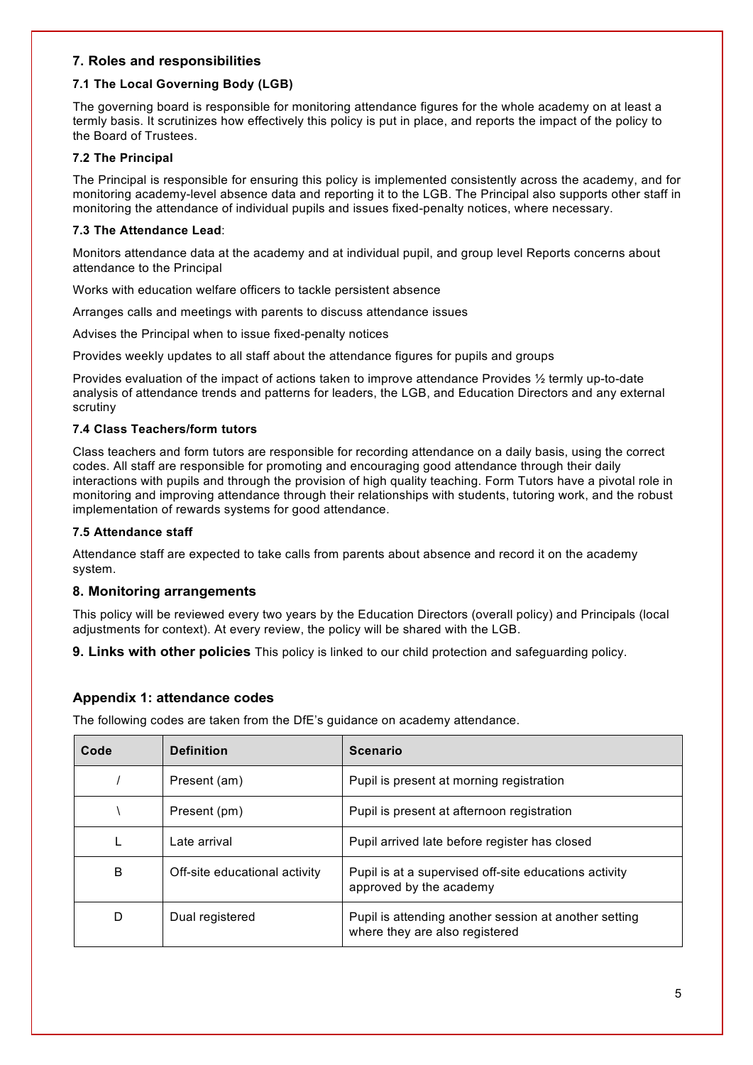## 7. Roles and responsibilities

### 7.1 The Local Governing Body (LGB)

The governing board is responsible for monitoring attendance figures for the whole academy on at least a termly basis. It scrutinizes how effectively this policy is put in place, and reports the impact of the policy to the Board of Trustees.

### 7.2 The Principal

The Principal is responsible for ensuring this policy is implemented consistently across the academy, and for monitoring academy-level absence data and reporting it to the LGB. The Principal also supports other staff in monitoring the attendance of individual pupils and issues fixed-penalty notices, where necessary.

### 7.3 The Attendance Lead:

Monitors attendance data at the academy and at individual pupil, and group level Reports concerns about attendance to the Principal

Works with education welfare officers to tackle persistent absence

Arranges calls and meetings with parents to discuss attendance issues

Advises the Principal when to issue fixed-penalty notices

Provides weekly updates to all staff about the attendance figures for pupils and groups

Provides evaluation of the impact of actions taken to improve attendance Provides ½ termly up-to-date analysis of attendance trends and patterns for leaders, the LGB, and Education Directors and any external scrutiny

### 7.4 Class Teachers/form tutors

Class teachers and form tutors are responsible for recording attendance on a daily basis, using the correct codes. All staff are responsible for promoting and encouraging good attendance through their daily interactions with pupils and through the provision of high quality teaching. Form Tutors have a pivotal role in monitoring and improving attendance through their relationships with students, tutoring work, and the robust implementation of rewards systems for good attendance.

### 7.5 Attendance staff

Attendance staff are expected to take calls from parents about absence and record it on the academy system.

## 8. Monitoring arrangements

This policy will be reviewed every two years by the Education Directors (overall policy) and Principals (local adjustments for context). At every review, the policy will be shared with the LGB.

**9. Links with other policies** This policy is linked to our child protection and safeguarding policy.

## Appendix 1: attendance codes

The following codes are taken from the DfE's guidance on academy attendance.

| Code | Definition | Scenario |
|---|---|---|
| / | Present (am) | Pupil is present at morning registration |
| \ | Present (pm) | Pupil is present at afternoon registration |
| L | Late arrival | Pupil arrived late before register has closed |
| B | Off-site educational activity | Pupil is at a supervised off-site educations activity approved by the academy |
| D | Dual registered | Pupil is attending another session at another setting where they are also registered |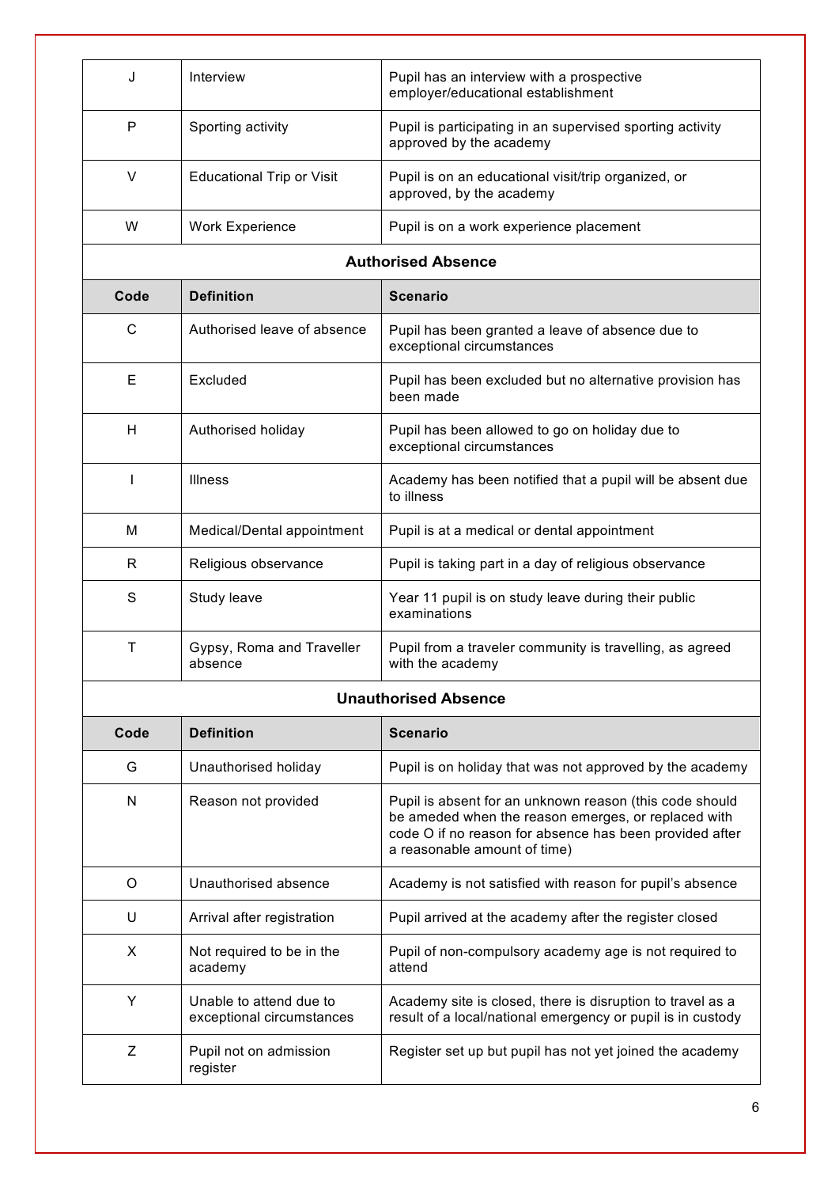| | | |
|---|---|---|
| J | Interview | Pupil has an interview with a prospective employer/educational establishment |
| P | Sporting activity | Pupil is participating in an supervised sporting activity approved by the academy |
| V | Educational Trip or Visit | Pupil is on an educational visit/trip organized, or approved, by the academy |
| W | Work Experience | Pupil is on a work experience placement |
| **Authorised Absence** | | |
| **Code** | **Definition** | **Scenario** |
| C | Authorised leave of absence | Pupil has been granted a leave of absence due to exceptional circumstances |
| E | Excluded | Pupil has been excluded but no alternative provision has been made |
| H | Authorised holiday | Pupil has been allowed to go on holiday due to exceptional circumstances |
| I | Illness | Academy has been notified that a pupil will be absent due to illness |
| M | Medical/Dental appointment | Pupil is at a medical or dental appointment |
| R | Religious observance | Pupil is taking part in a day of religious observance |
| S | Study leave | Year 11 pupil is on study leave during their public examinations |
| T | Gypsy, Roma and Traveller absence | Pupil from a traveler community is travelling, as agreed with the academy |
| **Unauthorised Absence** | | |
| **Code** | **Definition** | **Scenario** |
| G | Unauthorised holiday | Pupil is on holiday that was not approved by the academy |
| N | Reason not provided | Pupil is absent for an unknown reason (this code should be ameded when the reason emerges, or replaced with code O if no reason for absence has been provided after a reasonable amount of time) |
| O | Unauthorised absence | Academy is not satisfied with reason for pupil's absence |
| U | Arrival after registration | Pupil arrived at the academy after the register closed |
| X | Not required to be in the academy | Pupil of non-compulsory academy age is not required to attend |
| Y | Unable to attend due to exceptional circumstances | Academy site is closed, there is disruption to travel as a result of a local/national emergency or pupil is in custody |
| Z | Pupil not on admission register | Register set up but pupil has not yet joined the academy |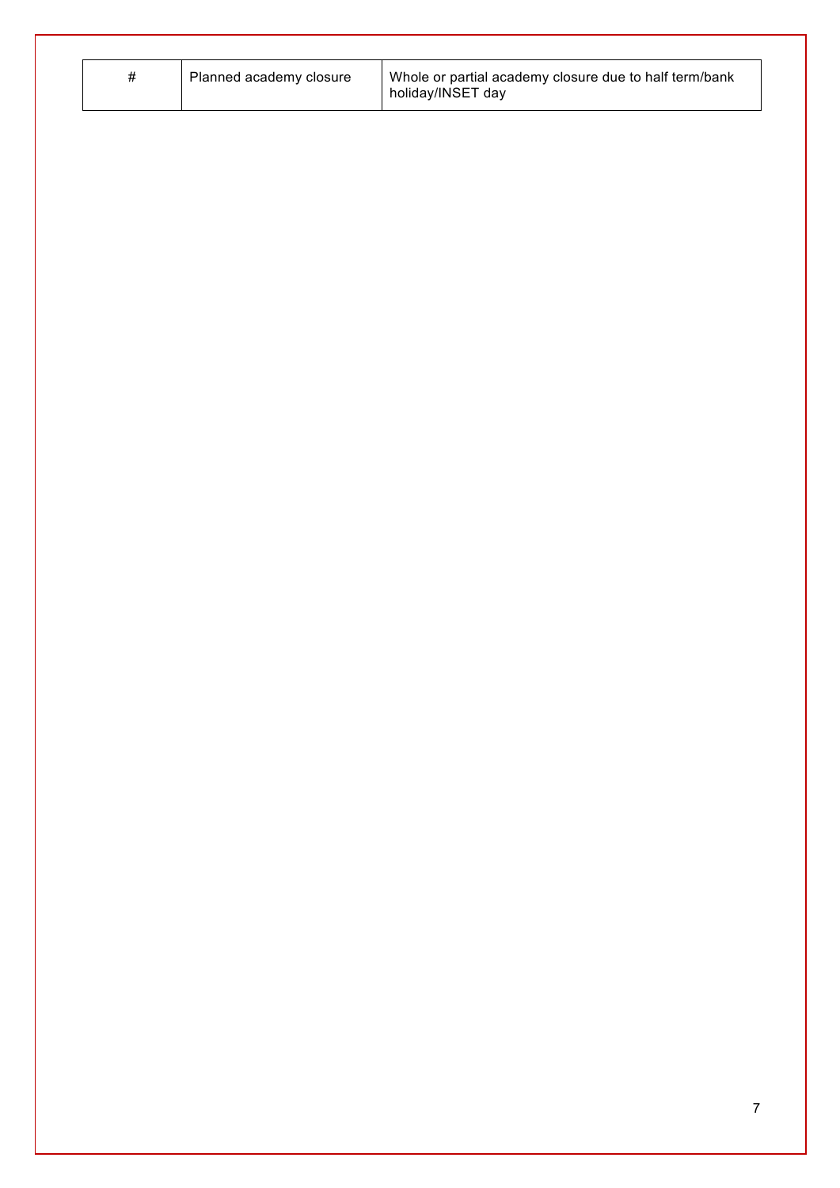| | | |
|---|---|---|
| # | Planned academy closure | Whole or partial academy closure due to half term/bank holiday/INSET day |